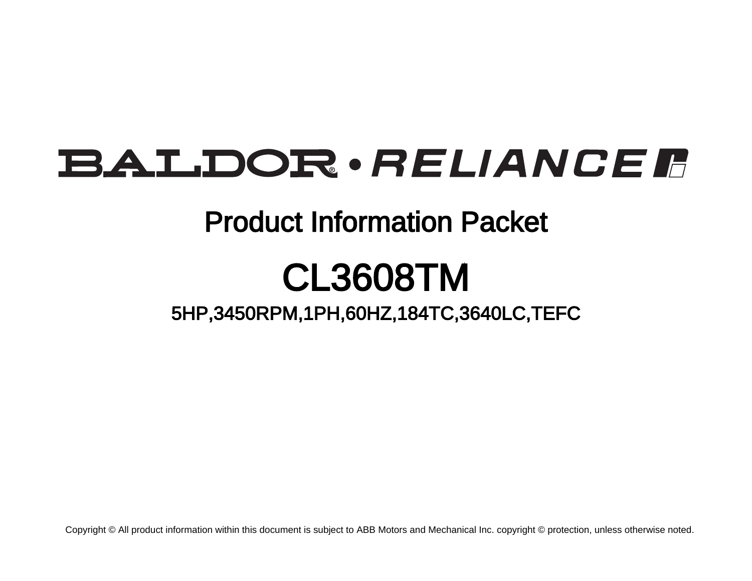# BALDOR® • RELIANCE

## Product Information Packet

# CL3608TM

### 5HP,3450RPM,1PH,60HZ,184TC,3640LC,TEFC

Copyright © All product information within this document is subject to ABB Motors and Mechanical Inc. copyright © protection, unless otherwise noted.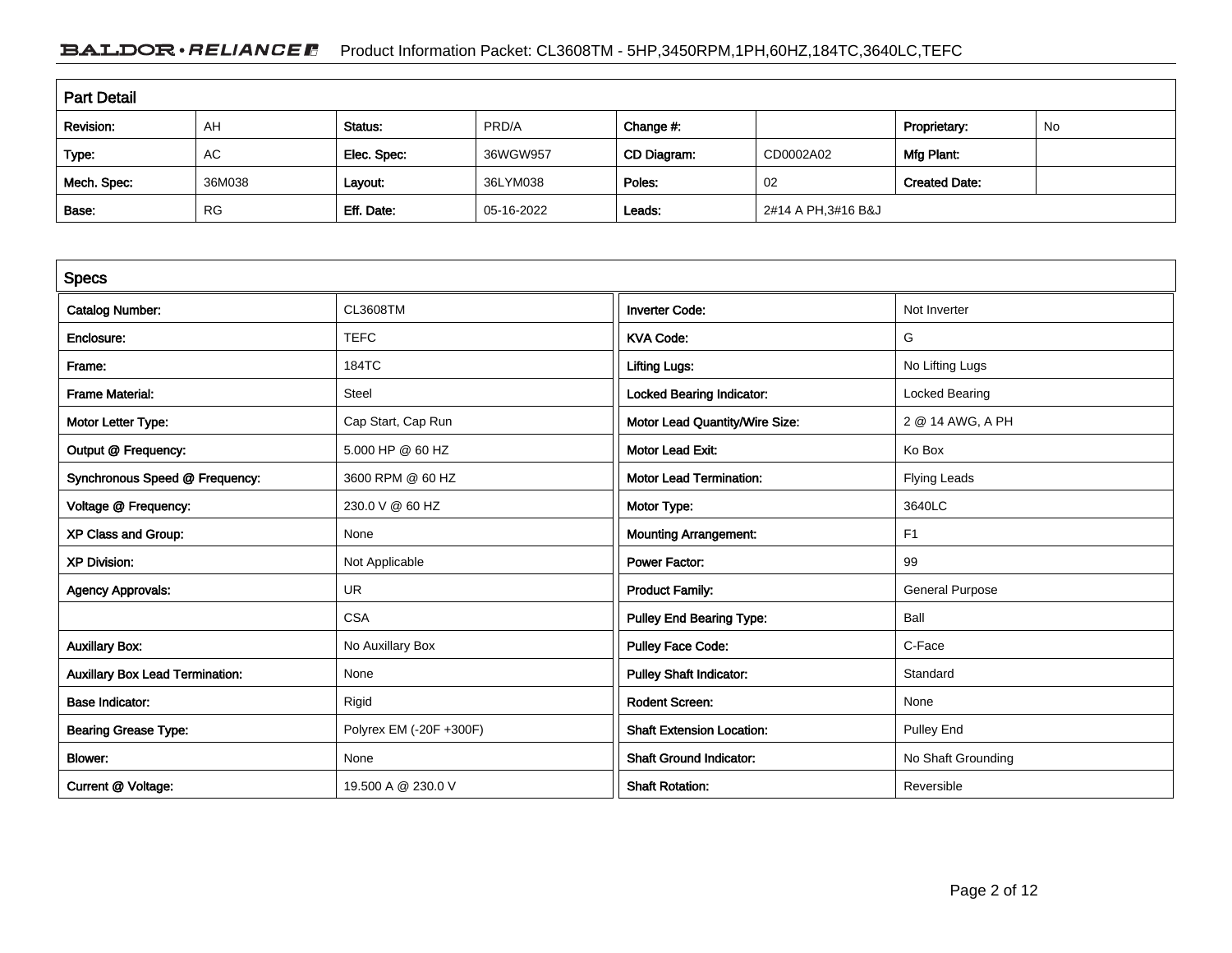## Part Detail

| Revision: | AH | Status: | PRD/A | Change #: | | Proprietary: | No |
|---|---|---|---|---|---|---|---|
| Type: | AC | Elec. Spec: | 36WGW957 | CD Diagram: | CD0002A02 | Mfg Plant: | |
| Mech. Spec: | 36M038 | Layout: | 36LYM038 | Poles: | 02 | Created Date: | |
| Base: | RG | Eff. Date: | 05-16-2022 | Leads: | 2#14 A PH,3#16 B&J | | |

## Specs

| Catalog Number: | CL3608TM | Inverter Code: | Not Inverter |
|---|---|---|---|
| Enclosure: | TEFC | KVA Code: | G |
| Frame: | 184TC | Lifting Lugs: | No Lifting Lugs |
| Frame Material: | Steel | Locked Bearing Indicator: | Locked Bearing |
| Motor Letter Type: | Cap Start, Cap Run | Motor Lead Quantity/Wire Size: | 2 @ 14 AWG, A PH |
| Output @ Frequency: | 5.000 HP @ 60 HZ | Motor Lead Exit: | Ko Box |
| Synchronous Speed @ Frequency: | 3600 RPM @ 60 HZ | Motor Lead Termination: | Flying Leads |
| Voltage @ Frequency: | 230.0 V @ 60 HZ | Motor Type: | 3640LC |
| XP Class and Group: | None | Mounting Arrangement: | F1 |
| XP Division: | Not Applicable | Power Factor: | 99 |
| Agency Approvals: | UR | Product Family: | General Purpose |
| | CSA | Pulley End Bearing Type: | Ball |
| Auxillary Box: | No Auxillary Box | Pulley Face Code: | C-Face |
| Auxillary Box Lead Termination: | None | Pulley Shaft Indicator: | Standard |
| Base Indicator: | Rigid | Rodent Screen: | None |
| Bearing Grease Type: | Polyrex EM (-20F +300F) | Shaft Extension Location: | Pulley End |
| Blower: | None | Shaft Ground Indicator: | No Shaft Grounding |
| Current @ Voltage: | 19.500 A @ 230.0 V | Shaft Rotation: | Reversible |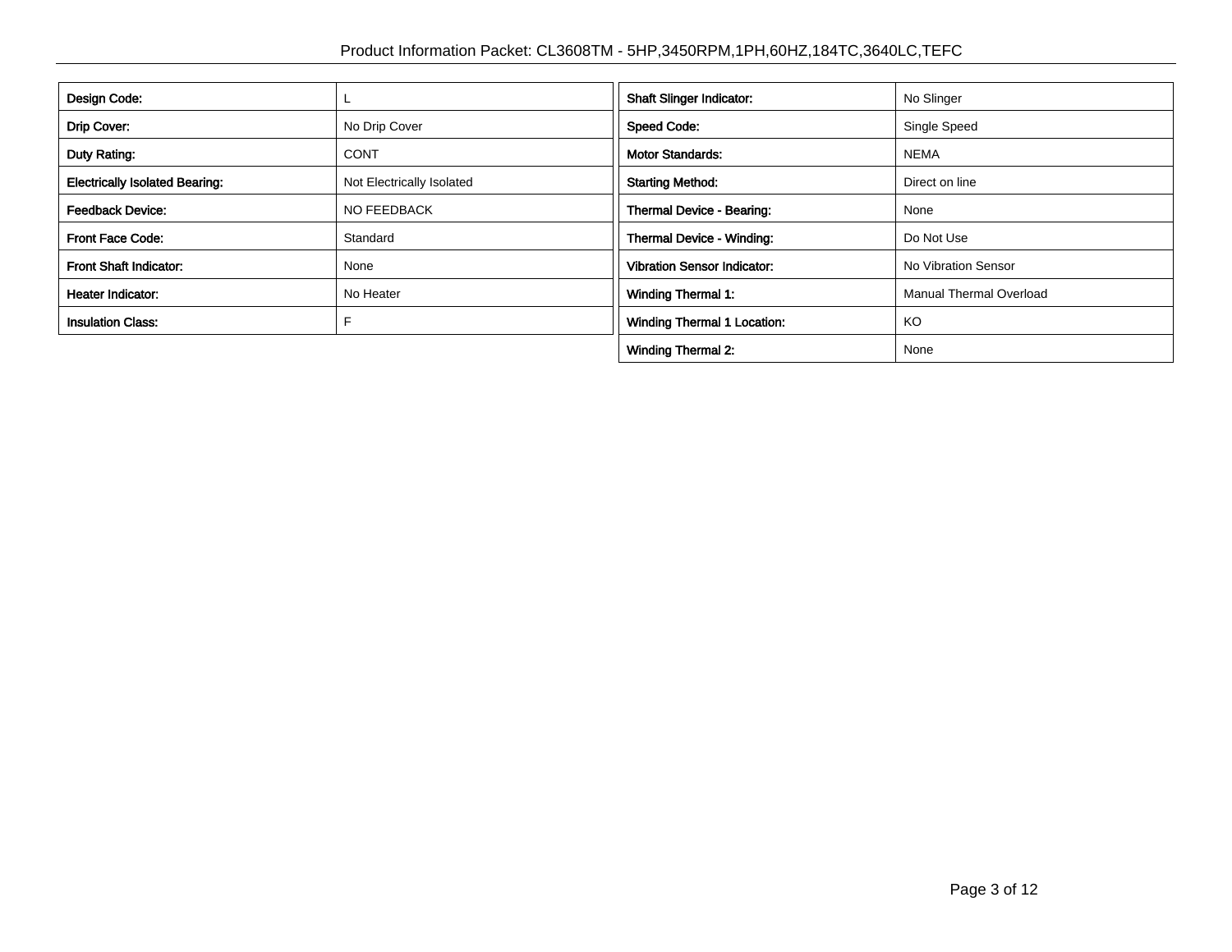| Design Code: | L |
| --- | --- |
| Drip Cover: | No Drip Cover |
| Duty Rating: | CONT |
| Electrically Isolated Bearing: | Not Electrically Isolated |
| Feedback Device: | NO FEEDBACK |
| Front Face Code: | Standard |
| Front Shaft Indicator: | None |
| Heater Indicator: | No Heater |
| Insulation Class: | F |

| Shaft Slinger Indicator: | No Slinger |
| --- | --- |
| Speed Code: | Single Speed |
| Motor Standards: | NEMA |
| Starting Method: | Direct on line |
| Thermal Device - Bearing: | None |
| Thermal Device - Winding: | Do Not Use |
| Vibration Sensor Indicator: | No Vibration Sensor |
| Winding Thermal 1: | Manual Thermal Overload |
| Winding Thermal 1 Location: | KO |
| Winding Thermal 2: | None |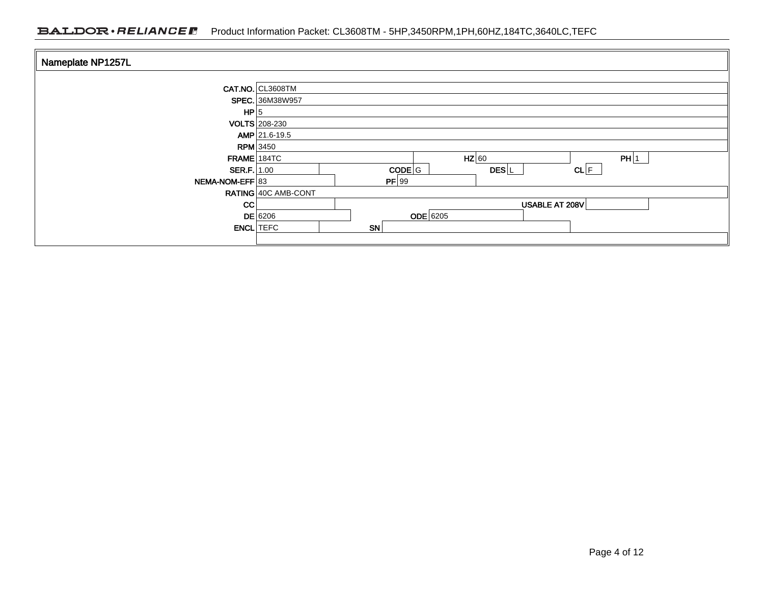## Nameplate NP1257L

| Field | Value | Field | Value | Field | Value | Field | Value |
|---|---|---|---|---|---|---|---|
| CAT.NO. | CL3608TM | | | | | | |
| SPEC. | 36M38W957 | | | | | | |
| HP | 5 | | | | | | |
| VOLTS | 208-230 | | | | | | |
| AMP | 21.6-19.5 | | | | | | |
| RPM | 3450 | | | | | | |
| FRAME | 184TC | HZ | 60 | PH | 1 | | |
| SER.F. | 1.00 | CODE | G | DES | L | CL | F |
| NEMA-NOM-EFF | 83 | PF | 99 | | | | |
| RATING | 40C AMB-CONT | | | | | | |
| CC | | USABLE AT 208V | | | | | |
| DE | 6206 | ODE | 6205 | | | | |
| ENCL | TEFC | SN | | | | | |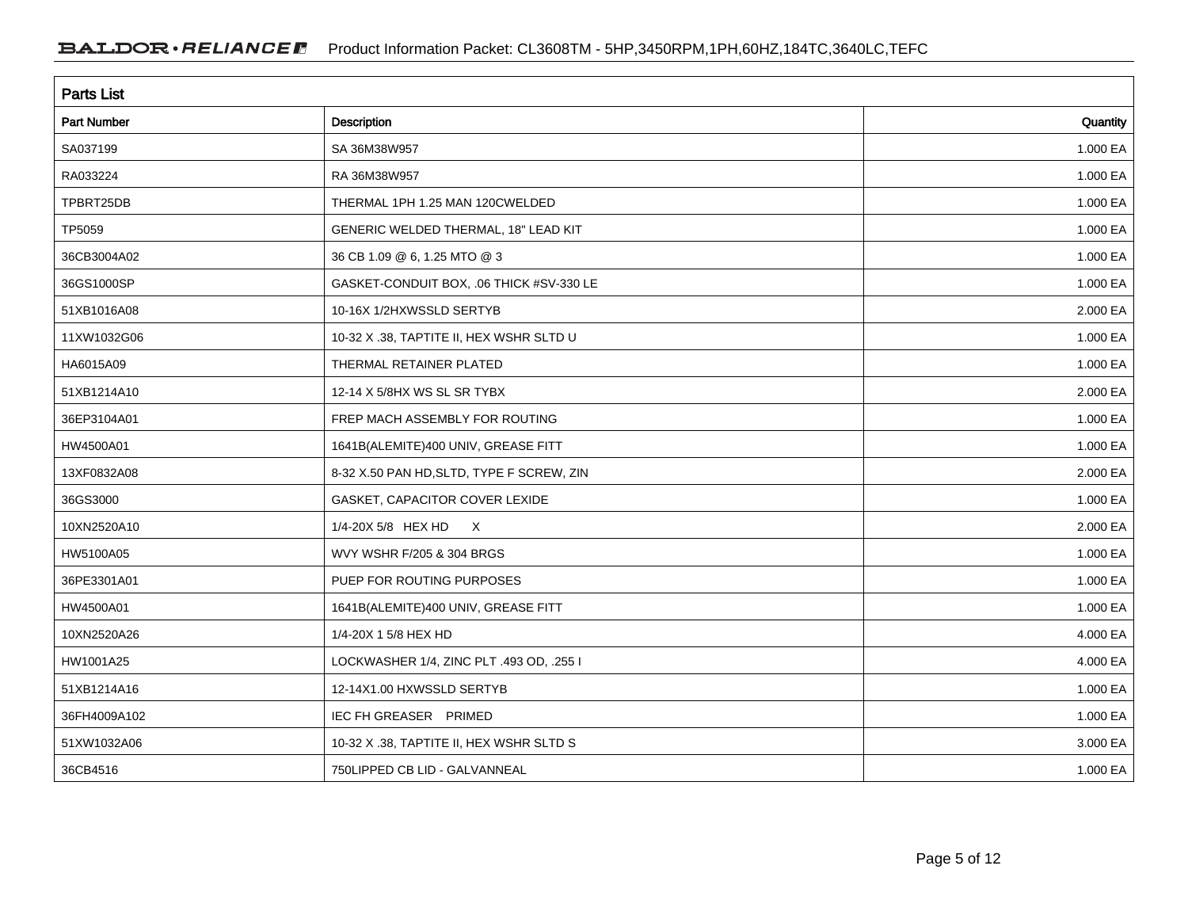## Parts List

| Part Number | Description | Quantity |
|---|---|---|
| SA037199 | SA 36M38W957 | 1.000 EA |
| RA033224 | RA 36M38W957 | 1.000 EA |
| TPBRT25DB | THERMAL 1PH 1.25 MAN 120CWELDED | 1.000 EA |
| TP5059 | GENERIC WELDED THERMAL, 18" LEAD KIT | 1.000 EA |
| 36CB3004A02 | 36 CB 1.09 @ 6, 1.25 MTO @ 3 | 1.000 EA |
| 36GS1000SP | GASKET-CONDUIT BOX, .06 THICK #SV-330 LE | 1.000 EA |
| 51XB1016A08 | 10-16X 1/2HXWSSLD SERTYB | 2.000 EA |
| 11XW1032G06 | 10-32 X .38, TAPTITE II, HEX WSHR SLTD U | 1.000 EA |
| HA6015A09 | THERMAL RETAINER PLATED | 1.000 EA |
| 51XB1214A10 | 12-14 X 5/8HX WS SL SR TYBX | 2.000 EA |
| 36EP3104A01 | FREP MACH ASSEMBLY FOR ROUTING | 1.000 EA |
| HW4500A01 | 1641B(ALEMITE)400 UNIV, GREASE FITT | 1.000 EA |
| 13XF0832A08 | 8-32 X.50 PAN HD,SLTD, TYPE F SCREW, ZIN | 2.000 EA |
| 36GS3000 | GASKET, CAPACITOR COVER LEXIDE | 1.000 EA |
| 10XN2520A10 | 1/4-20X 5/8 HEX HD X | 2.000 EA |
| HW5100A05 | WVY WSHR F/205 & 304 BRGS | 1.000 EA |
| 36PE3301A01 | PUEP FOR ROUTING PURPOSES | 1.000 EA |
| HW4500A01 | 1641B(ALEMITE)400 UNIV, GREASE FITT | 1.000 EA |
| 10XN2520A26 | 1/4-20X 1 5/8 HEX HD | 4.000 EA |
| HW1001A25 | LOCKWASHER 1/4, ZINC PLT .493 OD, .255 I | 4.000 EA |
| 51XB1214A16 | 12-14X1.00 HXWSSLD SERTYB | 1.000 EA |
| 36FH4009A102 | IEC FH GREASER PRIMED | 1.000 EA |
| 51XW1032A06 | 10-32 X .38, TAPTITE II, HEX WSHR SLTD S | 3.000 EA |
| 36CB4516 | 750LIPPED CB LID - GALVANNEAL | 1.000 EA |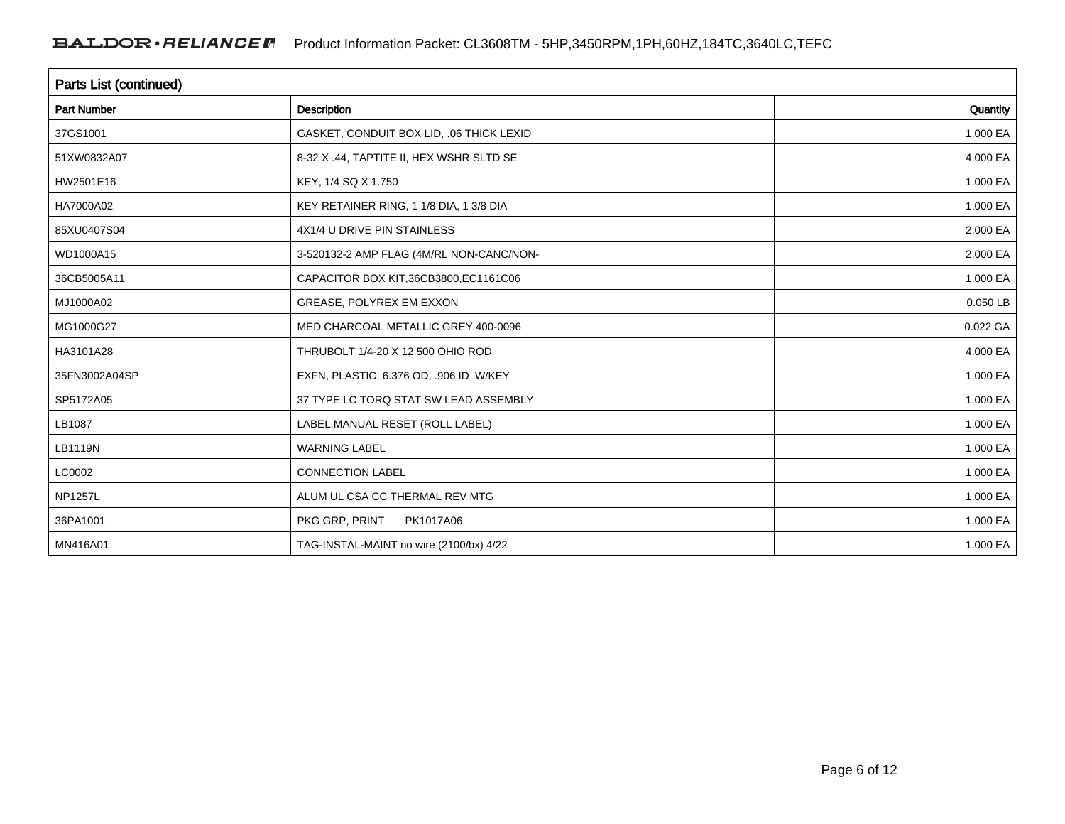## Parts List (continued)

| Part Number | Description | Quantity |
|---|---|---|
| 37GS1001 | GASKET, CONDUIT BOX LID, .06 THICK LEXID | 1.000 EA |
| 51XW0832A07 | 8-32 X .44, TAPTITE II, HEX WSHR SLTD SE | 4.000 EA |
| HW2501E16 | KEY, 1/4 SQ X 1.750 | 1.000 EA |
| HA7000A02 | KEY RETAINER RING, 1 1/8 DIA, 1 3/8 DIA | 1.000 EA |
| 85XU0407S04 | 4X1/4 U DRIVE PIN STAINLESS | 2.000 EA |
| WD1000A15 | 3-520132-2 AMP FLAG (4M/RL NON-CANC/NON- | 2.000 EA |
| 36CB5005A11 | CAPACITOR BOX KIT,36CB3800,EC1161C06 | 1.000 EA |
| MJ1000A02 | GREASE, POLYREX EM EXXON | 0.050 LB |
| MG1000G27 | MED CHARCOAL METALLIC GREY 400-0096 | 0.022 GA |
| HA3101A28 | THRUBOLT 1/4-20 X 12.500 OHIO ROD | 4.000 EA |
| 35FN3002A04SP | EXFN, PLASTIC, 6.376 OD, .906 ID W/KEY | 1.000 EA |
| SP5172A05 | 37 TYPE LC TORQ STAT SW LEAD ASSEMBLY | 1.000 EA |
| LB1087 | LABEL,MANUAL RESET (ROLL LABEL) | 1.000 EA |
| LB1119N | WARNING LABEL | 1.000 EA |
| LC0002 | CONNECTION LABEL | 1.000 EA |
| NP1257L | ALUM UL CSA CC THERMAL REV MTG | 1.000 EA |
| 36PA1001 | PKG GRP, PRINT PK1017A06 | 1.000 EA |
| MN416A01 | TAG-INSTAL-MAINT no wire (2100/bx) 4/22 | 1.000 EA |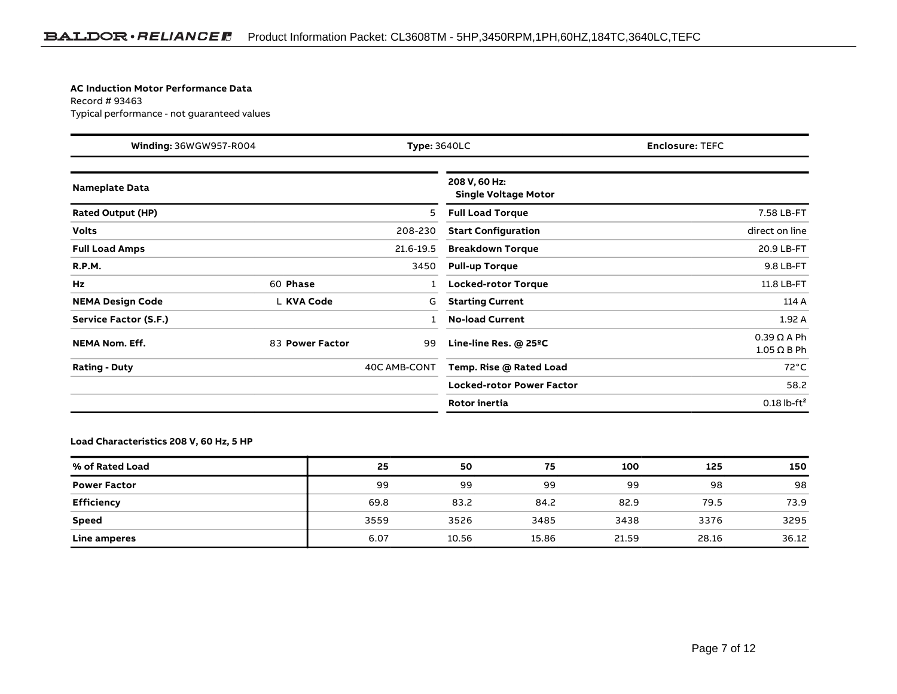**AC Induction Motor Performance Data**
Record # 93463
Typical performance - not guaranteed values

| **Winding:** 36WGW957-R004 | **Type:** 3640LC | **Enclosure:** TEFC |
|---|---|---|

| **Nameplate Data** | | | | **208 V, 60 Hz: Single Voltage Motor** | |
|---|---|---|---|---|---|
| **Rated Output (HP)** | | | 5 | **Full Load Torque** | 7.58 LB-FT |
| **Volts** | | | 208-230 | **Start Configuration** | direct on line |
| **Full Load Amps** | | | 21.6-19.5 | **Breakdown Torque** | 20.9 LB-FT |
| **R.P.M.** | | | 3450 | **Pull-up Torque** | 9.8 LB-FT |
| **Hz** | 60 | **Phase** | 1 | **Locked-rotor Torque** | 11.8 LB-FT |
| **NEMA Design Code** | L | **KVA Code** | G | **Starting Current** | 114 A |
| **Service Factor (S.F.)** | | | 1 | **No-load Current** | 1.92 A |
| **NEMA Nom. Eff.** | 83 | **Power Factor** | 99 | **Line-line Res. @ 25ºC** | 0.39 Ω A Ph<br>1.05 Ω B Ph |
| **Rating - Duty** | | | 40C AMB-CONT | **Temp. Rise @ Rated Load** | 72°C |
| | | | | **Locked-rotor Power Factor** | 58.2 |
| | | | | **Rotor inertia** | 0.18 lb-ft² |

**Load Characteristics 208 V, 60 Hz, 5 HP**

| % of Rated Load | 25 | 50 | 75 | 100 | 125 | 150 |
|---|---|---|---|---|---|---|
| **Power Factor** | 99 | 99 | 99 | 99 | 98 | 98 |
| **Efficiency** | 69.8 | 83.2 | 84.2 | 82.9 | 79.5 | 73.9 |
| **Speed** | 3559 | 3526 | 3485 | 3438 | 3376 | 3295 |
| **Line amperes** | 6.07 | 10.56 | 15.86 | 21.59 | 28.16 | 36.12 |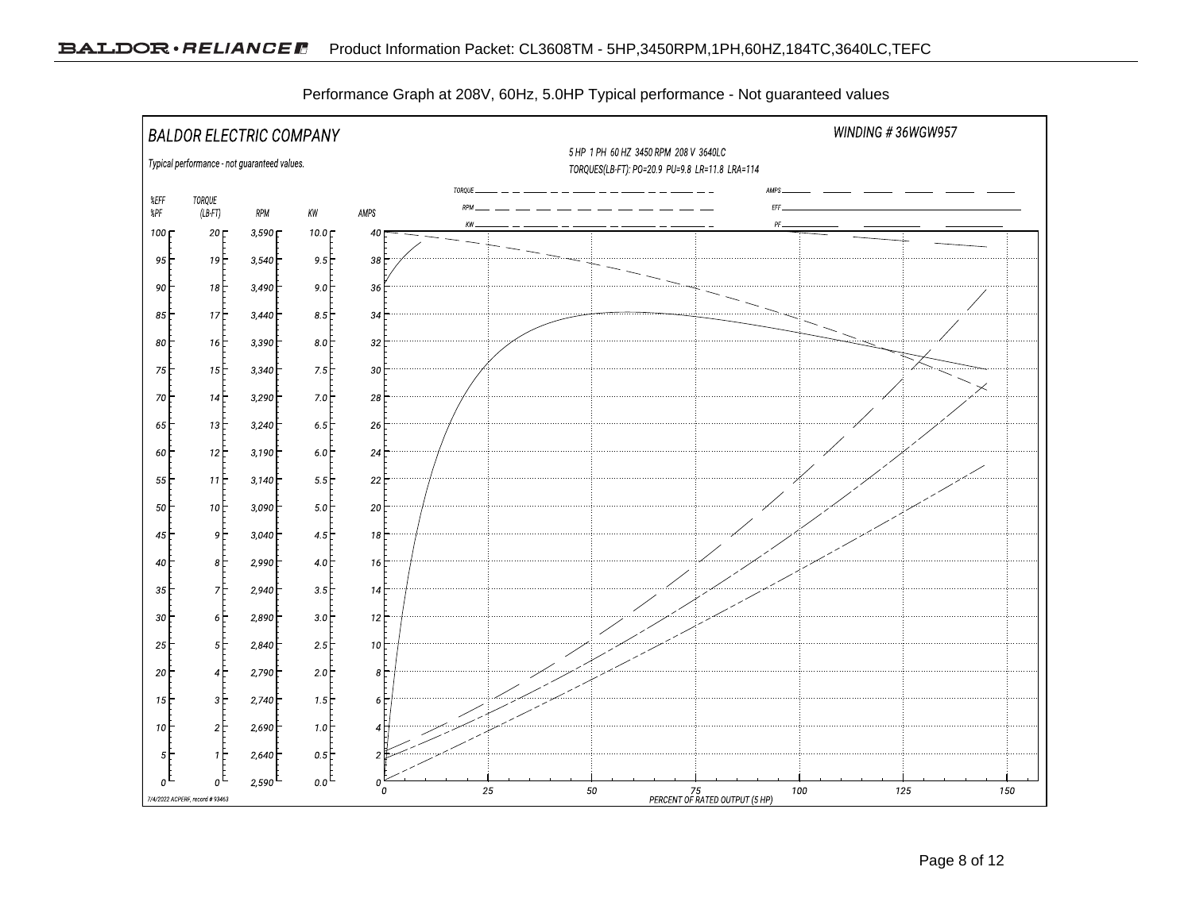Performance Graph at 208V, 60Hz, 5.0HP Typical performance - Not guaranteed values

BALDOR ELECTRIC COMPANY

WINDING # 36WGW957

Typical performance - not guaranteed values.

5 HP 1 PH 60 HZ 3450 RPM 208 V 3640LC

TORQUES(LB-FT): PO=20.9 PU=9.8 LR=11.8 LRA=114

| %EFF %PF | TORQUE (LB-FT) | RPM | KW | AMPS |
|---|---|---|---|---|
| 100 | 20 | 3,590 | 10.0 | 40 |
| 95 | 19 | 3,540 | 9.5 | 38 |
| 90 | 18 | 3,490 | 9.0 | 36 |
| 85 | 17 | 3,440 | 8.5 | 34 |
| 80 | 16 | 3,390 | 8.0 | 32 |
| 75 | 15 | 3,340 | 7.5 | 30 |
| 70 | 14 | 3,290 | 7.0 | 28 |
| 65 | 13 | 3,240 | 6.5 | 26 |
| 60 | 12 | 3,190 | 6.0 | 24 |
| 55 | 11 | 3,140 | 5.5 | 22 |
| 50 | 10 | 3,090 | 5.0 | 20 |
| 45 | 9 | 3,040 | 4.5 | 18 |
| 40 | 8 | 2,990 | 4.0 | 16 |
| 35 | 7 | 2,940 | 3.5 | 14 |
| 30 | 6 | 2,890 | 3.0 | 12 |
| 25 | 5 | 2,840 | 2.5 | 10 |
| 20 | 4 | 2,790 | 2.0 | 8 |
| 15 | 3 | 2,740 | 1.5 | 6 |
| 10 | 2 | 2,690 | 1.0 | 4 |
| 5 | 1 | 2,640 | 0.5 | 2 |
| 0 | 0 | 2,590 | 0.0 | 0 |

Legend: TORQUE, RPM, KW, AMPS, EFF, PF

PERCENT OF RATED OUTPUT (5 HP): 0, 25, 50, 75, 100, 125, 150

7/4/2022 ACPERF, record # 93463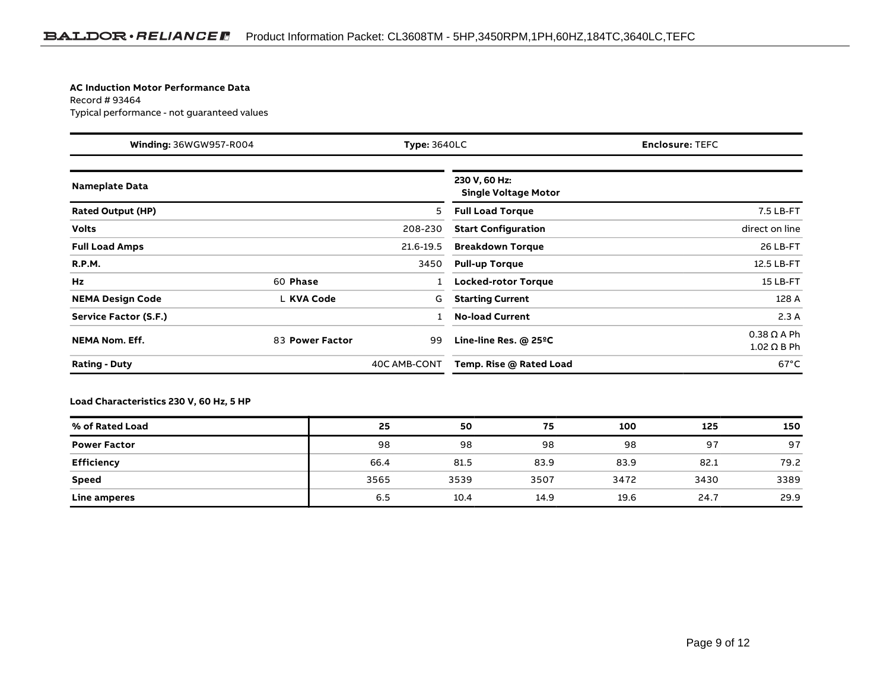**AC Induction Motor Performance Data**

Record # 93464

Typical performance - not guaranteed values

| **Winding:** 36WGW957-R004 | **Type:** 3640LC | **Enclosure:** TEFC |
|---|---|---|

| **Nameplate Data** | | | | **230 V, 60 Hz: Single Voltage Motor** | |
|---|---|---|---|---|---|
| **Rated Output (HP)** | | | 5 | **Full Load Torque** | 7.5 LB-FT |
| **Volts** | | | 208-230 | **Start Configuration** | direct on line |
| **Full Load Amps** | | | 21.6-19.5 | **Breakdown Torque** | 26 LB-FT |
| **R.P.M.** | | | 3450 | **Pull-up Torque** | 12.5 LB-FT |
| **Hz** | 60 | **Phase** | 1 | **Locked-rotor Torque** | 15 LB-FT |
| **NEMA Design Code** | L | **KVA Code** | G | **Starting Current** | 128 A |
| **Service Factor (S.F.)** | | | 1 | **No-load Current** | 2.3 A |
| **NEMA Nom. Eff.** | 83 | **Power Factor** | 99 | **Line-line Res. @ 25ºC** | 0.38 Ω A Ph<br>1.02 Ω B Ph |
| **Rating - Duty** | | | 40C AMB-CONT | **Temp. Rise @ Rated Load** | 67°C |

**Load Characteristics 230 V, 60 Hz, 5 HP**

| **% of Rated Load** | **25** | **50** | **75** | **100** | **125** | **150** |
|---|---|---|---|---|---|---|
| **Power Factor** | 98 | 98 | 98 | 98 | 97 | 97 |
| **Efficiency** | 66.4 | 81.5 | 83.9 | 83.9 | 82.1 | 79.2 |
| **Speed** | 3565 | 3539 | 3507 | 3472 | 3430 | 3389 |
| **Line amperes** | 6.5 | 10.4 | 14.9 | 19.6 | 24.7 | 29.9 |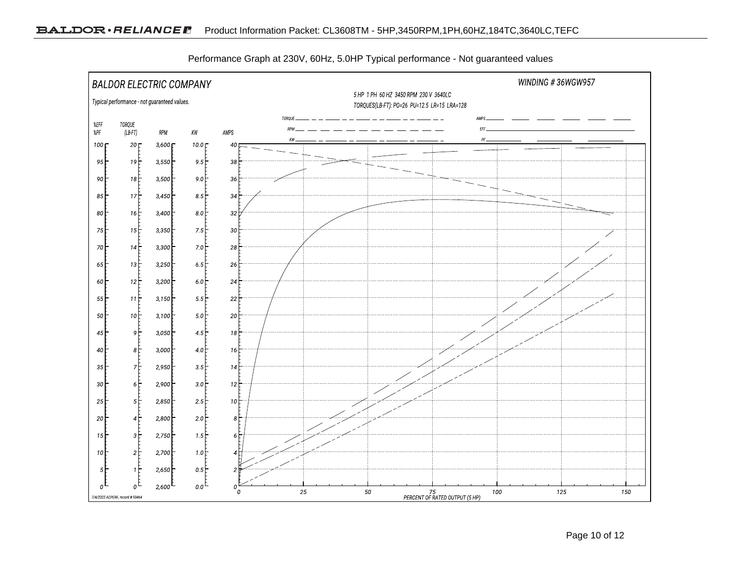Performance Graph at 230V, 60Hz, 5.0HP Typical performance - Not guaranteed values

BALDOR ELECTRIC COMPANY

WINDING # 36WGW957

5 HP 1 PH 60 HZ 3450 RPM 230 V 3640LC

TORQUES(LB-FT): PO=26 PU=12.5 LR=15 LRA=128

Typical performance - not guaranteed values.

TORQUE, RPM, KW, AMPS, EFF, PF

| %EFF %PF | TORQUE (LB-FT) | RPM | KW | AMPS |
|---|---|---|---|---|
| 100 | 20 | 3,600 | 10.0 | 40 |
| 95 | 19 | 3,550 | 9.5 | 38 |
| 90 | 18 | 3,500 | 9.0 | 36 |
| 85 | 17 | 3,450 | 8.5 | 34 |
| 80 | 16 | 3,400 | 8.0 | 32 |
| 75 | 15 | 3,350 | 7.5 | 30 |
| 70 | 14 | 3,300 | 7.0 | 28 |
| 65 | 13 | 3,250 | 6.5 | 26 |
| 60 | 12 | 3,200 | 6.0 | 24 |
| 55 | 11 | 3,150 | 5.5 | 22 |
| 50 | 10 | 3,100 | 5.0 | 20 |
| 45 | 9 | 3,050 | 4.5 | 18 |
| 40 | 8 | 3,000 | 4.0 | 16 |
| 35 | 7 | 2,950 | 3.5 | 14 |
| 30 | 6 | 2,900 | 3.0 | 12 |
| 25 | 5 | 2,850 | 2.5 | 10 |
| 20 | 4 | 2,800 | 2.0 | 8 |
| 15 | 3 | 2,750 | 1.5 | 6 |
| 10 | 2 | 2,700 | 1.0 | 4 |
| 5 | 1 | 2,650 | 0.5 | 2 |
| 0 | 0 | 2,600 | 0.0 | 0 |

PERCENT OF RATED OUTPUT (5 HP): 0, 25, 50, 75, 100, 125, 150

7/4/2022 ACPERF, record # 93464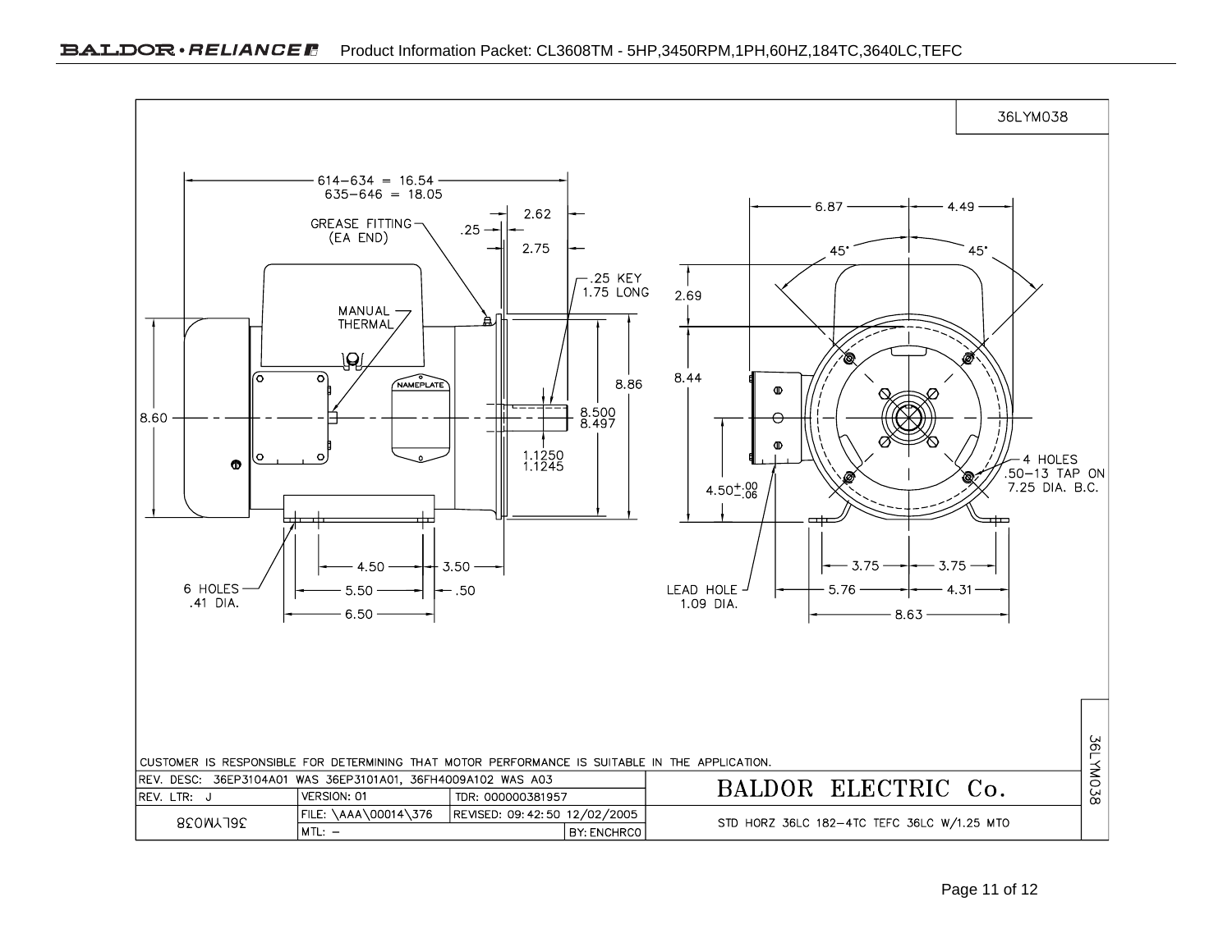36LYM038

614–634 = 16.54
635–646 = 18.05

GREASE FITTING (EA END)

.25

2.62

2.75

.25 KEY 1.75 LONG

MANUAL THERMAL

NAMEPLATE

8.60

8.86

8.500
8.497

1.1250
1.1245

6 HOLES .41 DIA.

4.50

3.50

5.50

.50

6.50

6.87

4.49

45°

45°

2.69

8.44

$4.50^{+.00}_{-.06}$

4 HOLES .50–13 TAP ON 7.25 DIA. B.C.

LEAD HOLE 1.09 DIA.

3.75

3.75

5.76

4.31

8.63

CUSTOMER IS RESPONSIBLE FOR DETERMINING THAT MOTOR PERFORMANCE IS SUITABLE IN THE APPLICATION.

| REV. DESC: 36EP3104A01 WAS 36EP3101A01, 36FH4009A102 WAS A03 | | | BALDOR ELECTRIC Co. |
|---|---|---|---|
| REV. LTR: J | VERSION: 01 | TDR: 000000381957 | |
| 36LYM038 | FILE: \AAA\00014\376 | REVISED: 09:42:50 12/02/2005 | STD HORZ 36LC 182–4TC TEFC 36LC W/1.25 MTO |
| | MTL: – | BY: ENCHRC0 | |

36LYM038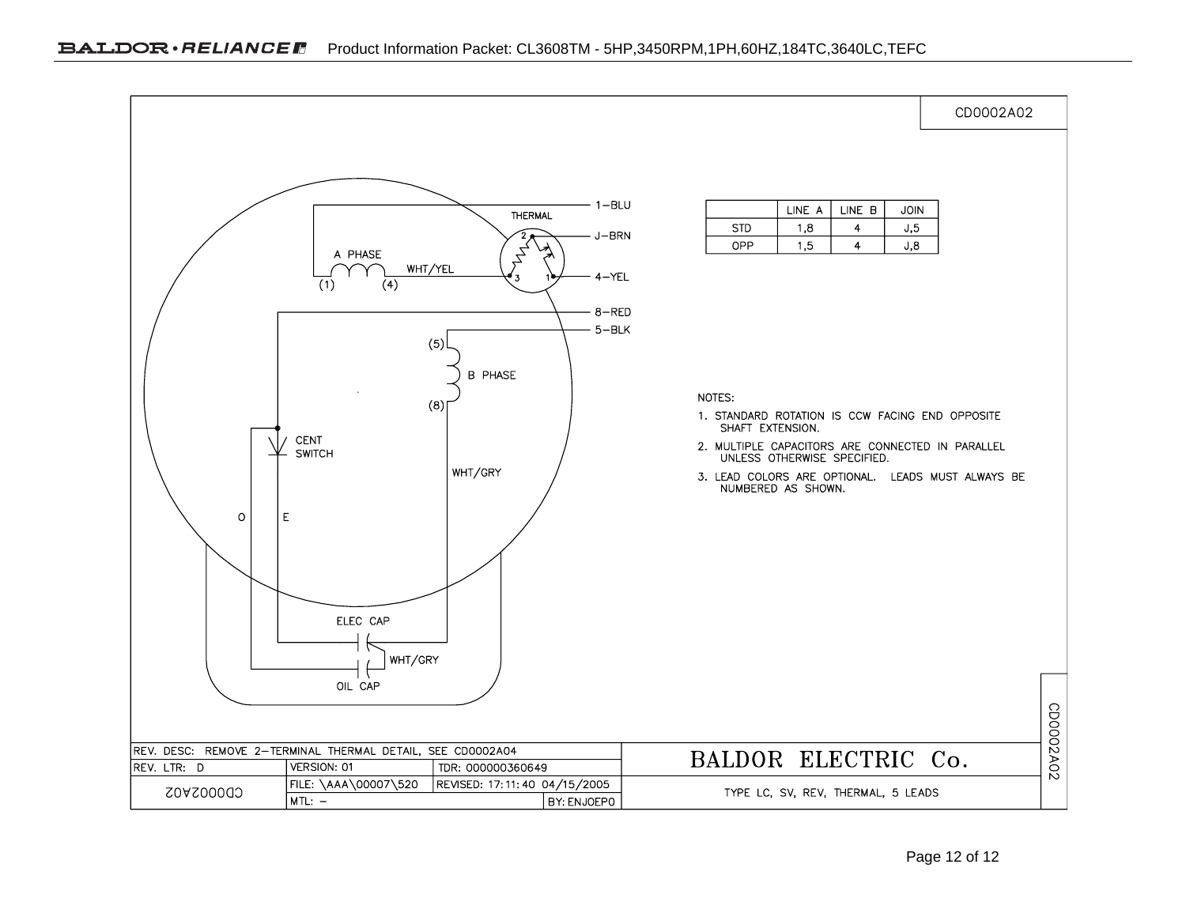CD0002A02

1–BLU

THERMAL

J–BRN

A PHASE

WHT/YEL

(1) (4)

4–YEL

8–RED

5–BLK

(5)

B PHASE

(8)

CENT SWITCH

WHT/GRY

O E

ELEC CAP

WHT/GRY

OIL CAP

| | LINE A | LINE B | JOIN |
|---|---|---|---|
| STD | 1,8 | 4 | J,5 |
| OPP | 1,5 | 4 | J,8 |

NOTES:

1. STANDARD ROTATION IS CCW FACING END OPPOSITE SHAFT EXTENSION.
2. MULTIPLE CAPACITORS ARE CONNECTED IN PARALLEL UNLESS OTHERWISE SPECIFIED.
3. LEAD COLORS ARE OPTIONAL. LEADS MUST ALWAYS BE NUMBERED AS SHOWN.

| | | | |
|---|---|---|---|
| REV. DESC: REMOVE 2–TERMINAL THERMAL DETAIL, SEE CD0002A04 | | | BALDOR ELECTRIC Co. |
| REV. LTR: D | VERSION: 01 | TDR: 000000360649 | |
| CD0002A02 | FILE: \AAA\00007\520 | REVISED: 17:11:40 04/15/2005 | TYPE LC, SV, REV, THERMAL, 5 LEADS |
| | MTL: – | BY: ENJOEP0 | |

CD0002A02